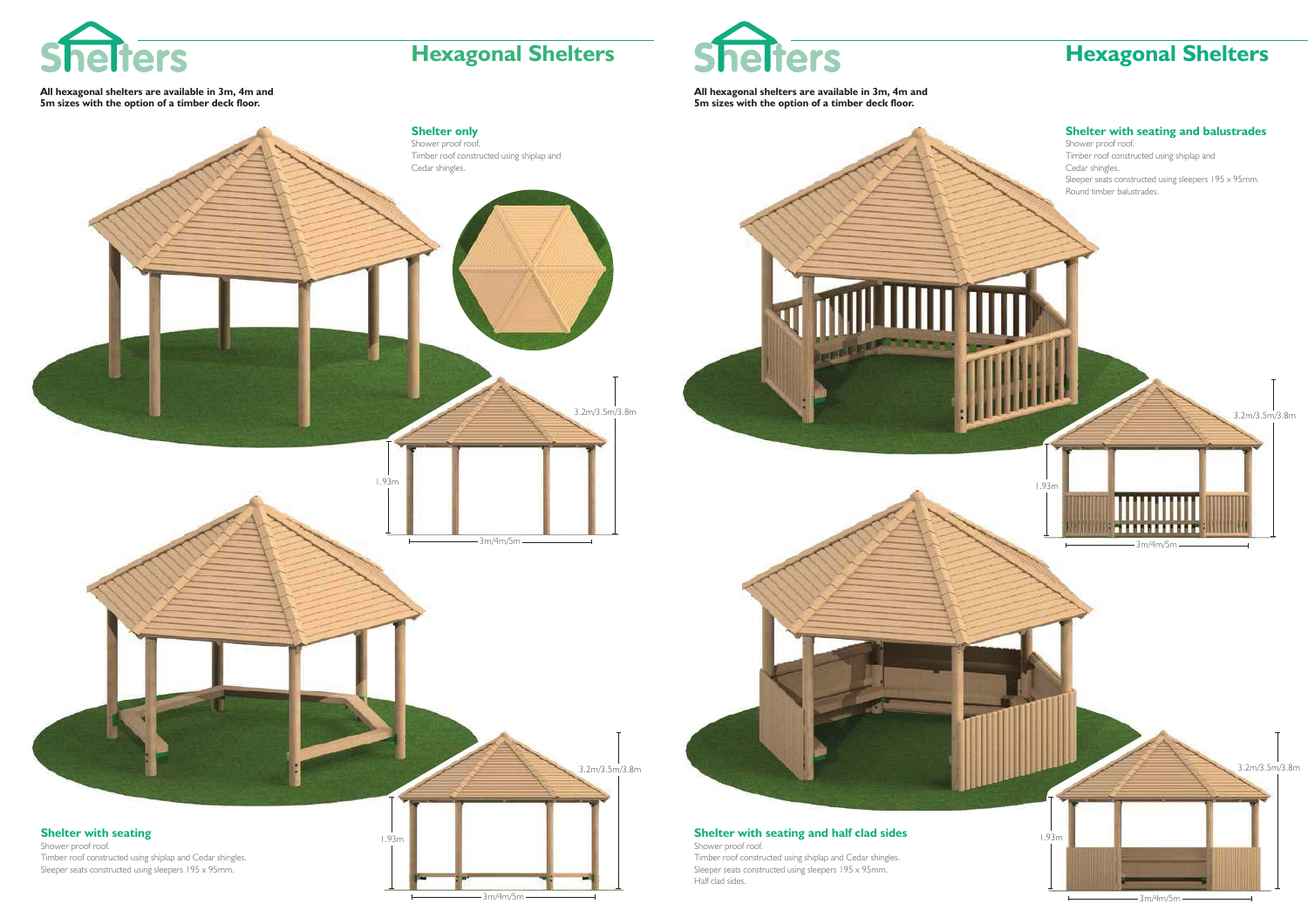# Hexagonal Shelters

**All hexagonal shelters are available in 3m, 4m and 5m sizes with the option of a timber deck floor.**

### Shelter only

Shower proof roof.
Timber roof constructed using shiplap and Cedar shingles.

3.2m/3.5m/3.8m

1.93m

3m/4m/5m

### Shelter with seating

Shower proof roof.
Timber roof constructed using shiplap and Cedar shingles.
Sleeper seats constructed using sleepers 195 x 95mm.

3.2m/3.5m/3.8m

1.93m

3m/4m/5m

# Hexagonal Shelters

**All hexagonal shelters are available in 3m, 4m and 5m sizes with the option of a timber deck floor.**

### Shelter with seating and balustrades

Shower proof roof.
Timber roof constructed using shiplap and Cedar shingles.
Sleeper seats constructed using sleepers 195 x 95mm.
Round timber balustrades.

3.2m/3.5m/3.8m

1.93m

3m/4m/5m

### Shelter with seating and half clad sides

Shower proof roof.
Timber roof constructed using shiplap and Cedar shingles.
Sleeper seats constructed using sleepers 195 x 95mm.
Half clad sides.

3.2m/3.5m/3.8m

1.93m

3m/4m/5m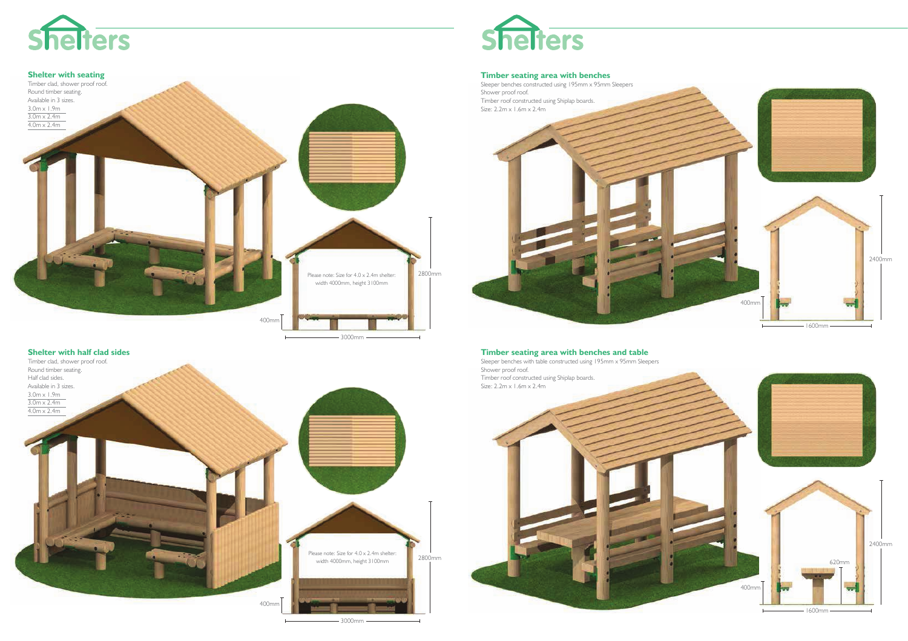# Shelters

## Shelter with seating

Timber clad, shower proof roof.
Round timber seating.
Available in 3 sizes.

- 3.0m x 1.9m
- 3.0m x 2.4m
- 4.0m x 2.4m

Please note: Size for 4.0 x 2.4m shelter: width 4000mm, height 3100mm

2800mm

400mm

3000mm

## Shelter with half clad sides

Timber clad, shower proof roof.
Round timber seating.
Half clad sides.
Available in 3 sizes.

- 3.0m x 1.9m
- 3.0m x 2.4m
- 4.0m x 2.4m

Please note: Size for 4.0 x 2.4m shelter: width 4000mm, height 3100mm

2800mm

400mm

3000mm

# Shelters

## Timber seating area with benches

Sleeper benches constructed using 195mm x 95mm Sleepers
Shower proof roof.
Timber roof constructed using Shiplap boards.
Size: 2.2m x 1.6m x 2.4m

2400mm

400mm

1600mm

## Timber seating area with benches and table

Sleeper benches with table constructed using 195mm x 95mm Sleepers
Shower proof roof.
Timber roof constructed using Shiplap boards.
Size: 2.2m x 1.6m x 2.4m

2400mm

620mm

400mm

1600mm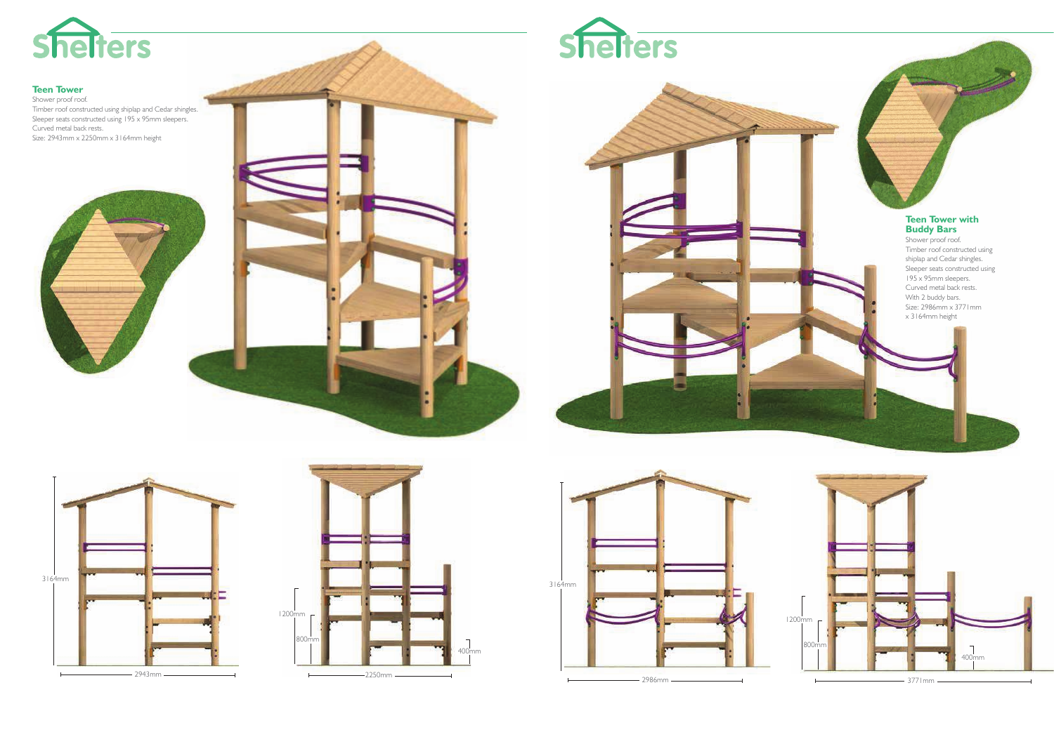## Teen Tower

Shower proof roof.
Timber roof constructed using shiplap and Cedar shingles.
Sleeper seats constructed using 195 x 95mm sleepers.
Curved metal back rests.
Size: 2943mm x 2250mm x 3164mm height

3164mm

2943mm

1200mm

800mm

400mm

2250mm

## Teen Tower with Buddy Bars

Shower proof roof.
Timber roof constructed using shiplap and Cedar shingles.
Sleeper seats constructed using 195 x 95mm sleepers.
Curved metal back rests.
With 2 buddy bars.
Size: 2986mm x 3771mm x 3164mm height

3164mm

2986mm

1200mm

800mm

400mm

3771mm